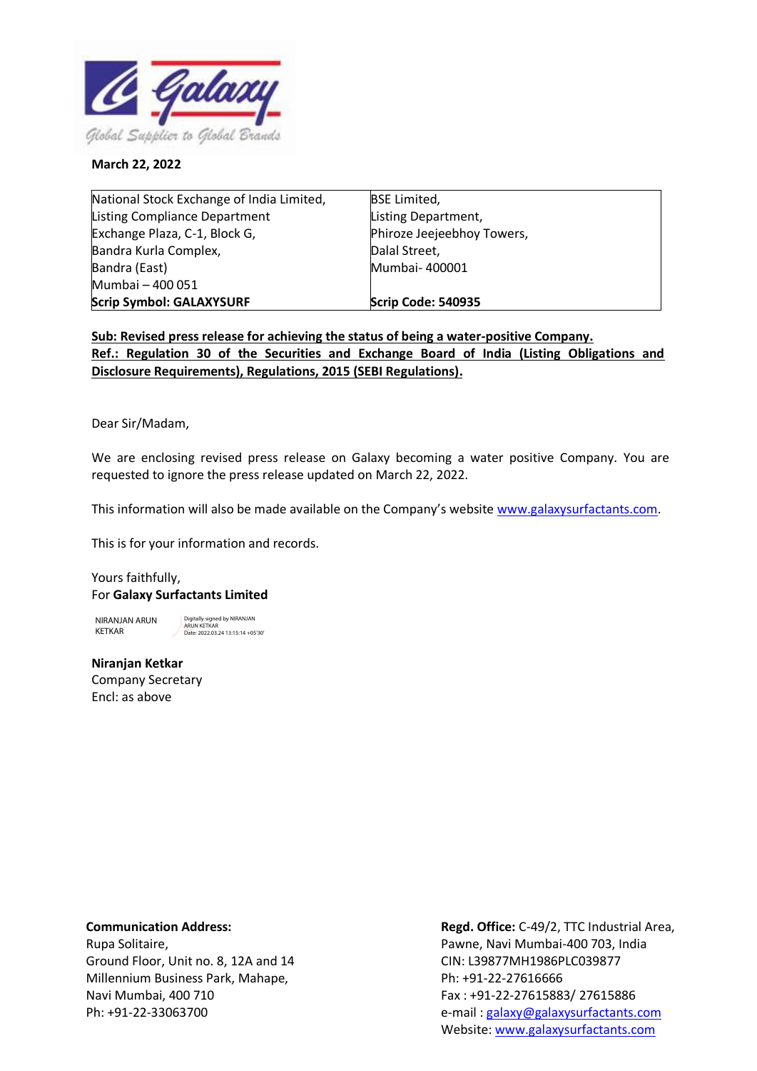**March 22, 2022**

| National Stock Exchange of India Limited,<br>Listing Compliance Department<br>Exchange Plaza, C-1, Block G,<br>Bandra Kurla Complex,<br>Bandra (East)<br>Mumbai – 400 051<br>**Scrip Symbol: GALAXYSURF** | BSE Limited,<br>Listing Department,<br>Phiroze Jeejeebhoy Towers,<br>Dalal Street,<br>Mumbai- 400001<br><br>**Scrip Code: 540935** |
|---|---|

**Sub: Revised press release for achieving the status of being a water-positive Company.**
**Ref.: Regulation 30 of the Securities and Exchange Board of India (Listing Obligations and Disclosure Requirements), Regulations, 2015 (SEBI Regulations).**

Dear Sir/Madam,

We are enclosing revised press release on Galaxy becoming a water positive Company. You are requested to ignore the press release updated on March 22, 2022.

This information will also be made available on the Company's website www.galaxysurfactants.com.

This is for your information and records.

Yours faithfully,
For **Galaxy Surfactants Limited**

NIRANJAN ARUN KETKAR
Digitally signed by NIRANJAN ARUN KETKAR
Date: 2022.03.24 13:15:14 +05'30'

**Niranjan Ketkar**
Company Secretary
Encl: as above

**Communication Address:**
Rupa Solitaire,
Ground Floor, Unit no. 8, 12A and 14
Millennium Business Park, Mahape,
Navi Mumbai, 400 710
Ph: +91-22-33063700

**Regd. Office:** C-49/2, TTC Industrial Area,
Pawne, Navi Mumbai-400 703, India
CIN: L39877MH1986PLC039877
Ph: +91-22-27616666
Fax : +91-22-27615883/ 27615886
e-mail : galaxy@galaxysurfactants.com
Website: www.galaxysurfactants.com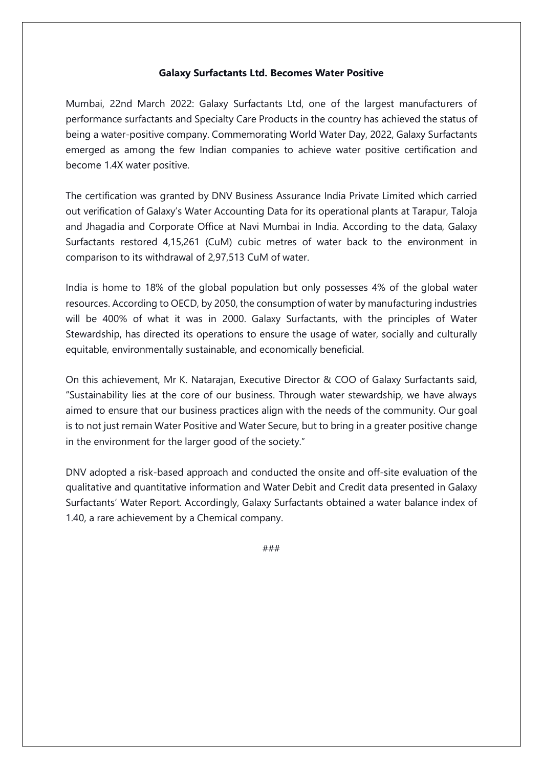**Galaxy Surfactants Ltd. Becomes Water Positive**

Mumbai, 22nd March 2022: Galaxy Surfactants Ltd, one of the largest manufacturers of performance surfactants and Specialty Care Products in the country has achieved the status of being a water-positive company. Commemorating World Water Day, 2022, Galaxy Surfactants emerged as among the few Indian companies to achieve water positive certification and become 1.4X water positive.

The certification was granted by DNV Business Assurance India Private Limited which carried out verification of Galaxy's Water Accounting Data for its operational plants at Tarapur, Taloja and Jhagadia and Corporate Office at Navi Mumbai in India. According to the data, Galaxy Surfactants restored 4,15,261 (CuM) cubic metres of water back to the environment in comparison to its withdrawal of 2,97,513 CuM of water.

India is home to 18% of the global population but only possesses 4% of the global water resources. According to OECD, by 2050, the consumption of water by manufacturing industries will be 400% of what it was in 2000. Galaxy Surfactants, with the principles of Water Stewardship, has directed its operations to ensure the usage of water, socially and culturally equitable, environmentally sustainable, and economically beneficial.

On this achievement, Mr K. Natarajan, Executive Director & COO of Galaxy Surfactants said, "Sustainability lies at the core of our business. Through water stewardship, we have always aimed to ensure that our business practices align with the needs of the community. Our goal is to not just remain Water Positive and Water Secure, but to bring in a greater positive change in the environment for the larger good of the society."

DNV adopted a risk-based approach and conducted the onsite and off-site evaluation of the qualitative and quantitative information and Water Debit and Credit data presented in Galaxy Surfactants' Water Report. Accordingly, Galaxy Surfactants obtained a water balance index of 1.40, a rare achievement by a Chemical company.

###